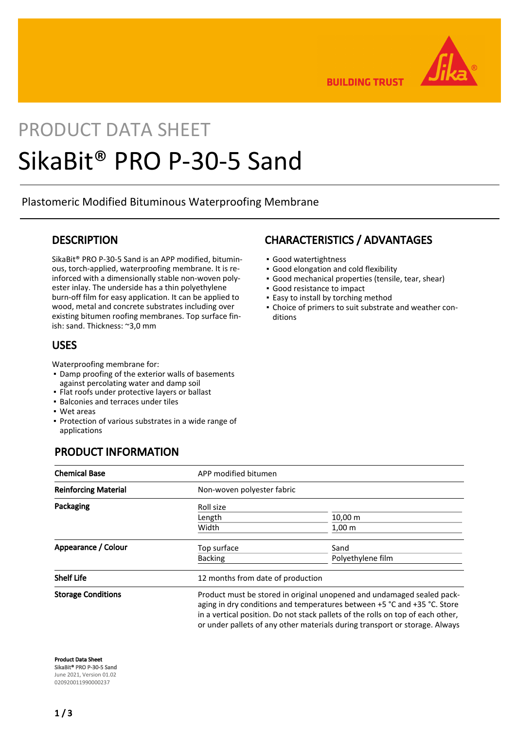PRODUCT DATA SHEET

# SikaBit® PRO P-30-5 Sand

Plastomeric Modified Bituminous Waterproofing Membrane

## DESCRIPTION

SikaBit® PRO P-30-5 Sand is an APP modified, bituminous, torch-applied, waterproofing membrane. It is reinforced with a dimensionally stable non-woven polyester inlay. The underside has a thin polyethylene burn-off film for easy application. It can be applied to wood, metal and concrete substrates including over existing bitumen roofing membranes. Top surface finish: sand. Thickness: ~3,0 mm

## USES

Waterproofing membrane for:

- Damp proofing of the exterior walls of basements against percolating water and damp soil
- Flat roofs under protective layers or ballast
- Balconies and terraces under tiles
- Wet areas
- Protection of various substrates in a wide range of applications

## CHARACTERISTICS / ADVANTAGES

- Good watertightness
- Good elongation and cold flexibility
- Good mechanical properties (tensile, tear, shear)
- Good resistance to impact
- Easy to install by torching method
- Choice of primers to suit substrate and weather conditions

## PRODUCT INFORMATION

| | | |
|---|---|---|
| **Chemical Base** | APP modified bitumen | |
| **Reinforcing Material** | Non-woven polyester fabric | |
| **Packaging** | Roll size | |
| | Length | 10,00 m |
| | Width | 1,00 m |
| **Appearance / Colour** | Top surface | Sand |
| | Backing | Polyethylene film |
| **Shelf Life** | 12 months from date of production | |
| **Storage Conditions** | Product must be stored in original unopened and undamaged sealed packaging in dry conditions and temperatures between +5 °C and +35 °C. Store in a vertical position. Do not stack pallets of the rolls on top of each other, or under pallets of any other materials during transport or storage. Always | |

**Product Data Sheet**
**SikaBit® PRO P-30-5 Sand**
June 2021, Version 01.02
020920011990000237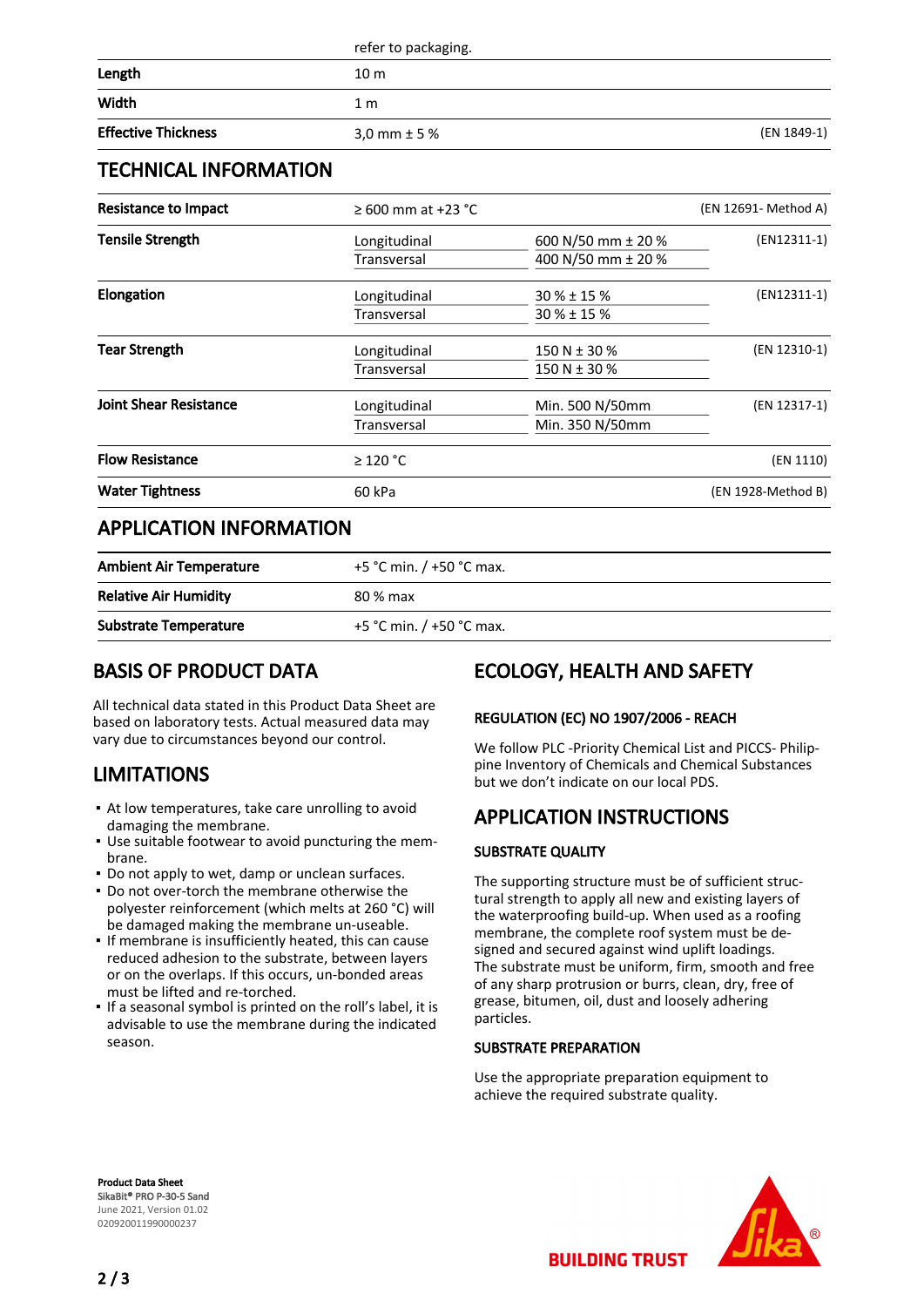| | refer to packaging. | |
|---|---|---|
| **Length** | 10 m | |
| **Width** | 1 m | |
| **Effective Thickness** | 3,0 mm ± 5 % | (EN 1849-1) |

## TECHNICAL INFORMATION

| | | | |
|---|---|---|---|
| **Resistance to Impact** | ≥ 600 mm at +23 °C | | (EN 12691- Method A) |
| **Tensile Strength** | Longitudinal | 600 N/50 mm ± 20 % | (EN12311-1) |
| | Transversal | 400 N/50 mm ± 20 % | |
| **Elongation** | Longitudinal | 30 % ± 15 % | (EN12311-1) |
| | Transversal | 30 % ± 15 % | |
| **Tear Strength** | Longitudinal | 150 N ± 30 % | (EN 12310-1) |
| | Transversal | 150 N ± 30 % | |
| **Joint Shear Resistance** | Longitudinal | Min. 500 N/50mm | (EN 12317-1) |
| | Transversal | Min. 350 N/50mm | |
| **Flow Resistance** | ≥ 120 °C | | (EN 1110) |
| **Water Tightness** | 60 kPa | | (EN 1928-Method B) |

## APPLICATION INFORMATION

| | |
|---|---|
| **Ambient Air Temperature** | +5 °C min. / +50 °C max. |
| **Relative Air Humidity** | 80 % max |
| **Substrate Temperature** | +5 °C min. / +50 °C max. |

## BASIS OF PRODUCT DATA

All technical data stated in this Product Data Sheet are based on laboratory tests. Actual measured data may vary due to circumstances beyond our control.

## LIMITATIONS

- At low temperatures, take care unrolling to avoid damaging the membrane.
- Use suitable footwear to avoid puncturing the membrane.
- Do not apply to wet, damp or unclean surfaces.
- Do not over-torch the membrane otherwise the polyester reinforcement (which melts at 260 °C) will be damaged making the membrane un-useable.
- If membrane is insufficiently heated, this can cause reduced adhesion to the substrate, between layers or on the overlaps. If this occurs, un-bonded areas must be lifted and re-torched.
- If a seasonal symbol is printed on the roll's label, it is advisable to use the membrane during the indicated season.

## ECOLOGY, HEALTH AND SAFETY

### REGULATION (EC) NO 1907/2006 - REACH

We follow PLC -Priority Chemical List and PICCS- Philippine Inventory of Chemicals and Chemical Substances but we don't indicate on our local PDS.

## APPLICATION INSTRUCTIONS

### SUBSTRATE QUALITY

The supporting structure must be of sufficient structural strength to apply all new and existing layers of the waterproofing build-up. When used as a roofing membrane, the complete roof system must be designed and secured against wind uplift loadings.
The substrate must be uniform, firm, smooth and free of any sharp protrusion or burrs, clean, dry, free of grease, bitumen, oil, dust and loosely adhering particles.

### SUBSTRATE PREPARATION

Use the appropriate preparation equipment to achieve the required substrate quality.

**Product Data Sheet**
SikaBit® PRO P-30-5 Sand
June 2021, Version 01.02
020920011990000237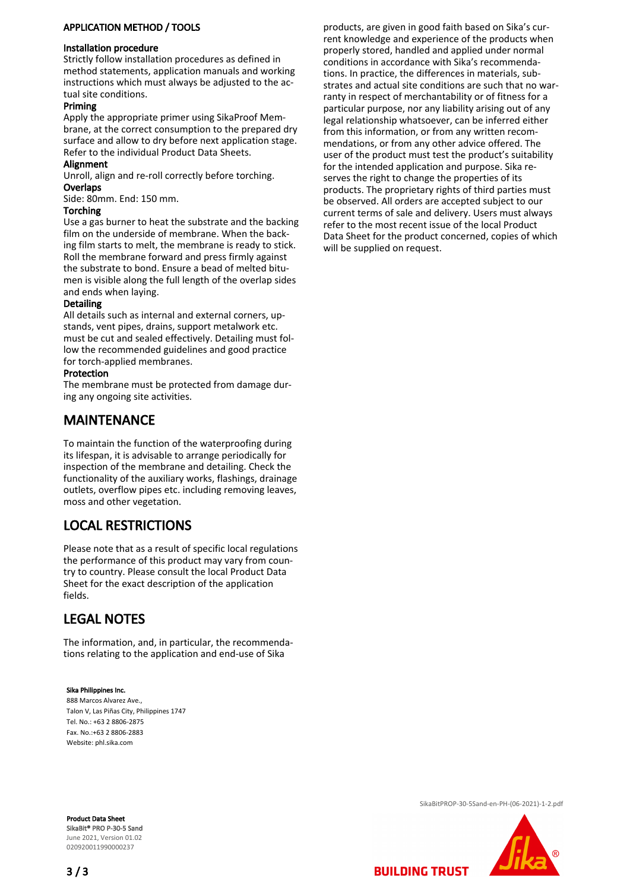### APPLICATION METHOD / TOOLS

**Installation procedure**

Strictly follow installation procedures as defined in method statements, application manuals and working instructions which must always be adjusted to the actual site conditions.

**Priming**

Apply the appropriate primer using SikaProof Membrane, at the correct consumption to the prepared dry surface and allow to dry before next application stage. Refer to the individual Product Data Sheets.

**Alignment**

Unroll, align and re-roll correctly before torching.

**Overlaps**

Side: 80mm. End: 150 mm.

**Torching**

Use a gas burner to heat the substrate and the backing film on the underside of membrane. When the backing film starts to melt, the membrane is ready to stick. Roll the membrane forward and press firmly against the substrate to bond. Ensure a bead of melted bitumen is visible along the full length of the overlap sides and ends when laying.

**Detailing**

All details such as internal and external corners, upstands, vent pipes, drains, support metalwork etc. must be cut and sealed effectively. Detailing must follow the recommended guidelines and good practice for torch-applied membranes.

**Protection**

The membrane must be protected from damage during any ongoing site activities.

## MAINTENANCE

To maintain the function of the waterproofing during its lifespan, it is advisable to arrange periodically for inspection of the membrane and detailing. Check the functionality of the auxiliary works, flashings, drainage outlets, overflow pipes etc. including removing leaves, moss and other vegetation.

## LOCAL RESTRICTIONS

Please note that as a result of specific local regulations the performance of this product may vary from country to country. Please consult the local Product Data Sheet for the exact description of the application fields.

## LEGAL NOTES

The information, and, in particular, the recommendations relating to the application and end-use of Sika products, are given in good faith based on Sika's current knowledge and experience of the products when properly stored, handled and applied under normal conditions in accordance with Sika's recommendations. In practice, the differences in materials, substrates and actual site conditions are such that no warranty in respect of merchantability or of fitness for a particular purpose, nor any liability arising out of any legal relationship whatsoever, can be inferred either from this information, or from any written recommendations, or from any other advice offered. The user of the product must test the product's suitability for the intended application and purpose. Sika reserves the right to change the properties of its products. The proprietary rights of third parties must be observed. All orders are accepted subject to our current terms of sale and delivery. Users must always refer to the most recent issue of the local Product Data Sheet for the product concerned, copies of which will be supplied on request.

**Sika Philippines Inc.**
888 Marcos Alvarez Ave.,
Talon V, Las Piñas City, Philippines 1747
Tel. No.: +63 2 8806-2875
Fax. No.:+63 2 8806-2883
Website: phl.sika.com

**Product Data Sheet**
**SikaBit® PRO P-30-5 Sand**
June 2021, Version 01.02
020920011990000237

SikaBitPROP-30-5Sand-en-PH-(06-2021)-1-2.pdf

BUILDING TRUST